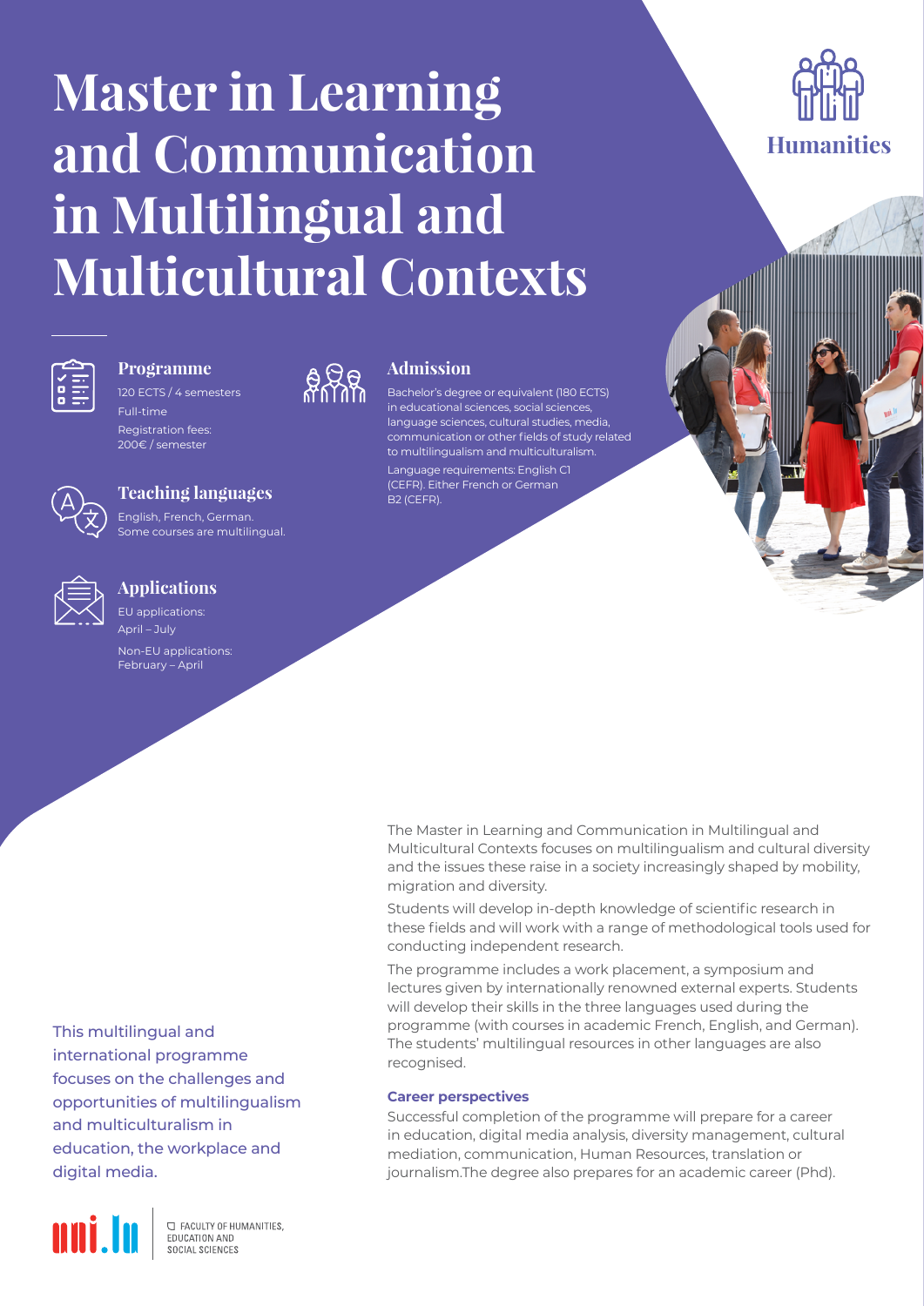# Master in Learning and Communication in Multilingual and Multicultural Contexts

Humanities

### Programme

120 ECTS / 4 semesters

Full-time

Registration fees:
200€ / semester

### Teaching languages

English, French, German.
Some courses are multilingual.

### Applications

EU applications:
April – July

Non-EU applications:
February – April

### Admission

Bachelor's degree or equivalent (180 ECTS) in educational sciences, social sciences, language sciences, cultural studies, media, communication or other fields of study related to multilingualism and multiculturalism.

Language requirements: English C1 (CEFR). Either French or German B2 (CEFR).

The Master in Learning and Communication in Multilingual and Multicultural Contexts focuses on multilingualism and cultural diversity and the issues these raise in a society increasingly shaped by mobility, migration and diversity.

Students will develop in-depth knowledge of scientific research in these fields and will work with a range of methodological tools used for conducting independent research.

The programme includes a work placement, a symposium and lectures given by internationally renowned external experts. Students will develop their skills in the three languages used during the programme (with courses in academic French, English, and German). The students' multilingual resources in other languages are also recognised.

#### Career perspectives

Successful completion of the programme will prepare for a career in education, digital media analysis, diversity management, cultural mediation, communication, Human Resources, translation or journalism.The degree also prepares for an academic career (Phd).

This multilingual and international programme focuses on the challenges and opportunities of multilingualism and multiculturalism in education, the workplace and digital media.

uni.lu

FACULTY OF HUMANITIES, EDUCATION AND SOCIAL SCIENCES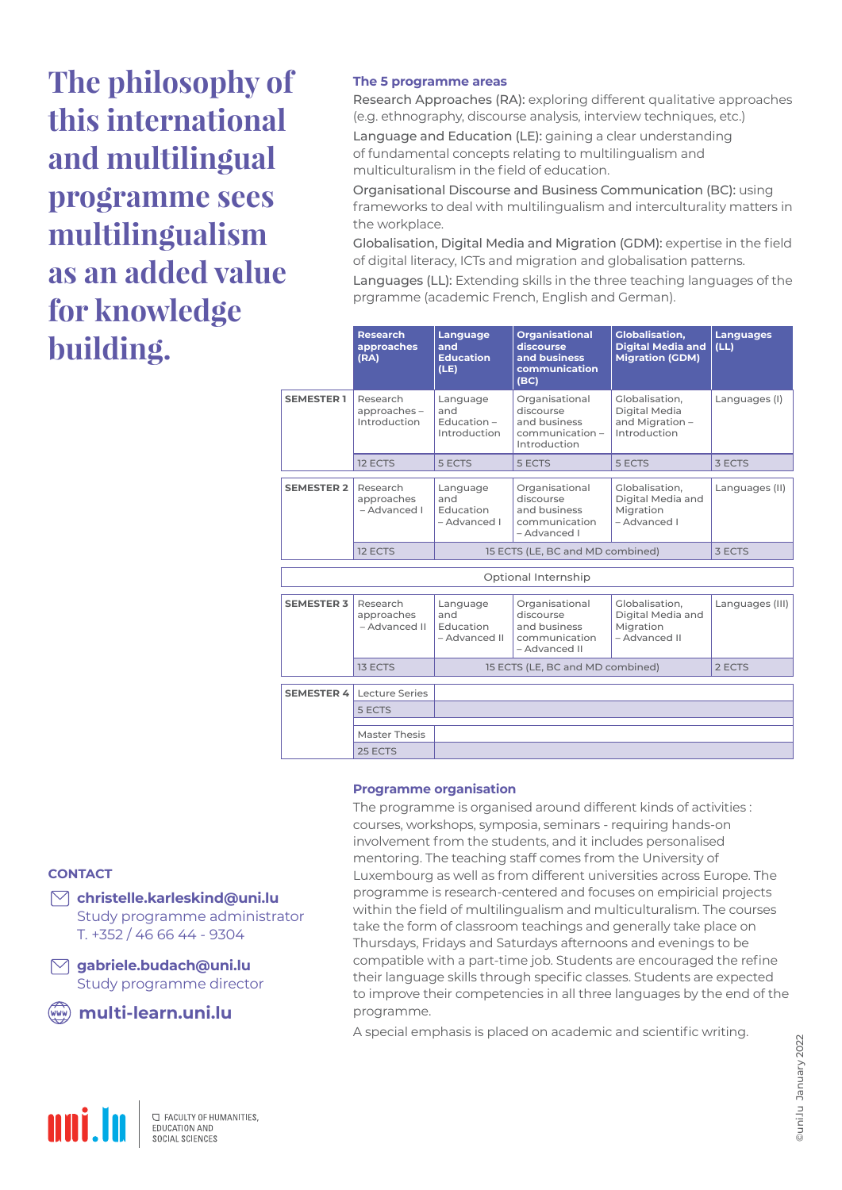# The philosophy of this international and multilingual programme sees multilingualism as an added value for knowledge building.

### The 5 programme areas

Research Approaches (RA): exploring different qualitative approaches (e.g. ethnography, discourse analysis, interview techniques, etc.)

Language and Education (LE): gaining a clear understanding of fundamental concepts relating to multilingualism and multiculturalism in the field of education.

Organisational Discourse and Business Communication (BC): using frameworks to deal with multilingualism and interculturality matters in the workplace.

Globalisation, Digital Media and Migration (GDM): expertise in the field of digital literacy, ICTs and migration and globalisation patterns.

Languages (LL): Extending skills in the three teaching languages of the prgramme (academic French, English and German).

| | Research approaches (RA) | Language and Education (LE) | Organisational discourse and business communication (BC) | Globalisation, Digital Media and Migration (GDM) | Languages (LL) |
|---|---|---|---|---|---|
| **SEMESTER 1** | Research approaches – Introduction | Language and Education – Introduction | Organisational discourse and business communication – Introduction | Globalisation, Digital Media and Migration – Introduction | Languages (I) |
| | 12 ECTS | 5 ECTS | 5 ECTS | 5 ECTS | 3 ECTS |
| **SEMESTER 2** | Research approaches – Advanced I | Language and Education – Advanced I | Organisational discourse and business communication – Advanced I | Globalisation, Digital Media and Migration – Advanced I | Languages (II) |
| | 12 ECTS | 15 ECTS (LE, BC and MD combined) | | | 3 ECTS |
| Optional Internship | | | | | |
| **SEMESTER 3** | Research approaches – Advanced II | Language and Education – Advanced II | Organisational discourse and business communication – Advanced II | Globalisation, Digital Media and Migration – Advanced II | Languages (III) |
| | 13 ECTS | 15 ECTS (LE, BC and MD combined) | | | 2 ECTS |
| **SEMESTER 4** | Lecture Series | | | | |
| | 5 ECTS | | | | |
| | Master Thesis | | | | |
| | 25 ECTS | | | | |

### Programme organisation

The programme is organised around different kinds of activities : courses, workshops, symposia, seminars - requiring hands-on involvement from the students, and it includes personalised mentoring. The teaching staff comes from the University of Luxembourg as well as from different universities across Europe. The programme is research-centered and focuses on empiricial projects within the field of multilingualism and multiculturalism. The courses take the form of classroom teachings and generally take place on Thursdays, Fridays and Saturdays afternoons and evenings to be compatible with a part-time job. Students are encouraged the refine their language skills through specific classes. Students are expected to improve their competencies in all three languages by the end of the programme.

A special emphasis is placed on academic and scientific writing.

### CONTACT

**christelle.karleskind@uni.lu**
Study programme administrator
T. +352 / 46 66 44 - 9304

**gabriele.budach@uni.lu**
Study programme director

**multi-learn.uni.lu**

uni.lu FACULTY OF HUMANITIES, EDUCATION AND SOCIAL SCIENCES

©uni.lu January 2022